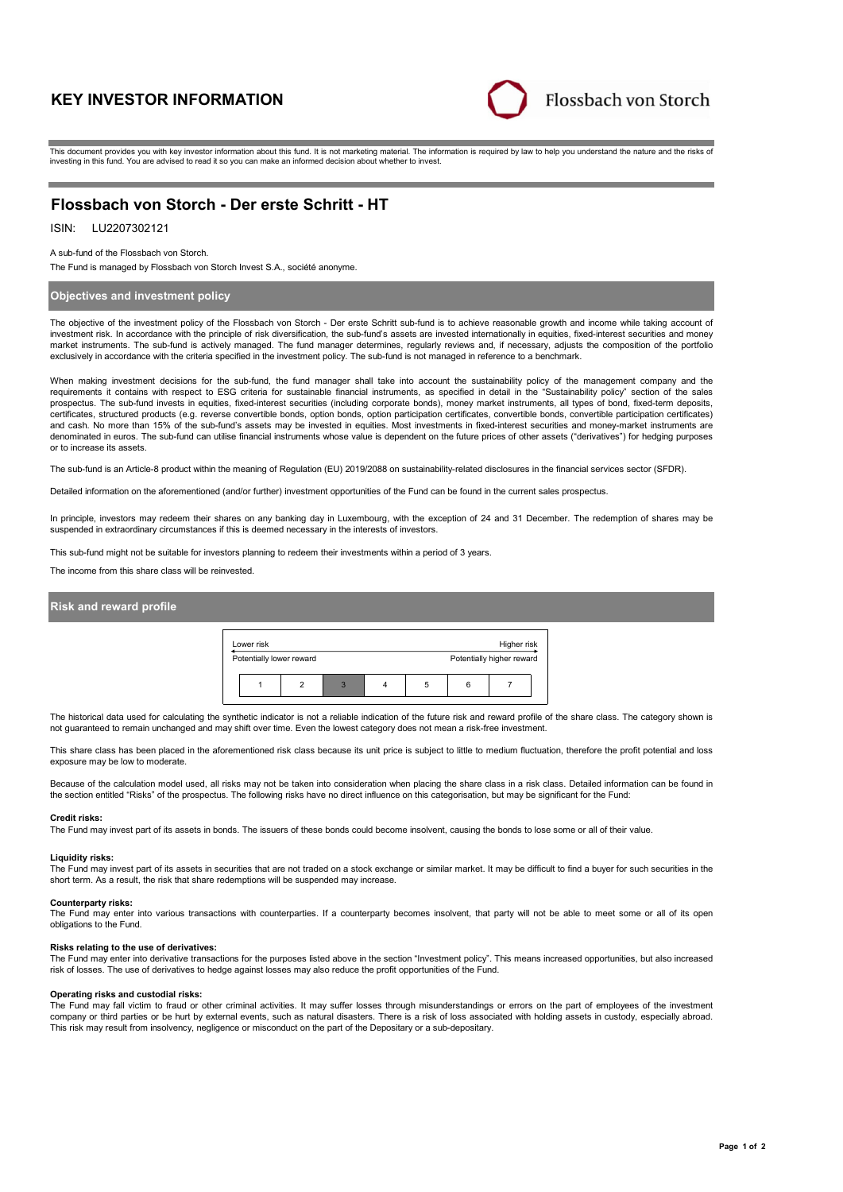# KEY INVESTOR INFORMATION

Flossbach von Storch

This document provides you with key investor information about this fund. It is not marketing material. The information is required by law to help you understand the nature and the risks of investing in this fund. You are advised to read it so you can make an informed decision about whether to invest.

## Flossbach von Storch - Der erste Schritt - HT

ISIN: LU2207302121

A sub-fund of the Flossbach von Storch.

The Fund is managed by Flossbach von Storch Invest S.A., société anonyme.

### Objectives and investment policy

The objective of the investment policy of the Flossbach von Storch - Der erste Schritt sub-fund is to achieve reasonable growth and income while taking account of investment risk. In accordance with the principle of risk diversification, the sub-fund's assets are invested internationally in equities, fixed-interest securities and money market instruments. The sub-fund is actively managed. The fund manager determines, regularly reviews and, if necessary, adjusts the composition of the portfolio exclusively in accordance with the criteria specified in the investment policy. The sub-fund is not managed in reference to a benchmark.

When making investment decisions for the sub-fund, the fund manager shall take into account the sustainability policy of the management company and the requirements it contains with respect to ESG criteria for sustainable financial instruments, as specified in detail in the "Sustainability policy" section of the sales prospectus. The sub-fund invests in equities, fixed-interest securities (including corporate bonds), money market instruments, all types of bond, fixed-term deposits, certificates, structured products (e.g. reverse convertible bonds, option bonds, option participation certificates, convertible bonds, convertible participation certificates) and cash. No more than 15% of the sub-fund's assets may be invested in equities. Most investments in fixed-interest securities and money-market instruments are denominated in euros. The sub-fund can utilise financial instruments whose value is dependent on the future prices of other assets ("derivatives") for hedging purposes or to increase its assets.

The sub-fund is an Article-8 product within the meaning of Regulation (EU) 2019/2088 on sustainability-related disclosures in the financial services sector (SFDR).

Detailed information on the aforementioned (and/or further) investment opportunities of the Fund can be found in the current sales prospectus.

In principle, investors may redeem their shares on any banking day in Luxembourg, with the exception of 24 and 31 December. The redemption of shares may be suspended in extraordinary circumstances if this is deemed necessary in the interests of investors.

This sub-fund might not be suitable for investors planning to redeem their investments within a period of 3 years.

The income from this share class will be reinvested.

### Risk and reward profile

| Lower risk | | | | | | Higher risk |
|---|---|---|---|---|---|---|
| Potentially lower reward | | | | | | Potentially higher reward |
| 1 | 2 | **3** | 4 | 5 | 6 | 7 |

The historical data used for calculating the synthetic indicator is not a reliable indication of the future risk and reward profile of the share class. The category shown is not guaranteed to remain unchanged and may shift over time. Even the lowest category does not mean a risk-free investment.

This share class has been placed in the aforementioned risk class because its unit price is subject to little to medium fluctuation, therefore the profit potential and loss exposure may be low to moderate.

Because of the calculation model used, all risks may not be taken into consideration when placing the share class in a risk class. Detailed information can be found in the section entitled "Risks" of the prospectus. The following risks have no direct influence on this categorisation, but may be significant for the Fund:

**Credit risks:**
The Fund may invest part of its assets in bonds. The issuers of these bonds could become insolvent, causing the bonds to lose some or all of their value.

**Liquidity risks:**
The Fund may invest part of its assets in securities that are not traded on a stock exchange or similar market. It may be difficult to find a buyer for such securities in the short term. As a result, the risk that share redemptions will be suspended may increase.

**Counterparty risks:**
The Fund may enter into various transactions with counterparties. If a counterparty becomes insolvent, that party will not be able to meet some or all of its open obligations to the Fund.

**Risks relating to the use of derivatives:**
The Fund may enter into derivative transactions for the purposes listed above in the section "Investment policy". This means increased opportunities, but also increased risk of losses. The use of derivatives to hedge against losses may also reduce the profit opportunities of the Fund.

**Operating risks and custodial risks:**
The Fund may fall victim to fraud or other criminal activities. It may suffer losses through misunderstandings or errors on the part of employees of the investment company or third parties or be hurt by external events, such as natural disasters. There is a risk of loss associated with holding assets in custody, especially abroad. This risk may result from insolvency, negligence or misconduct on the part of the Depositary or a sub-depositary.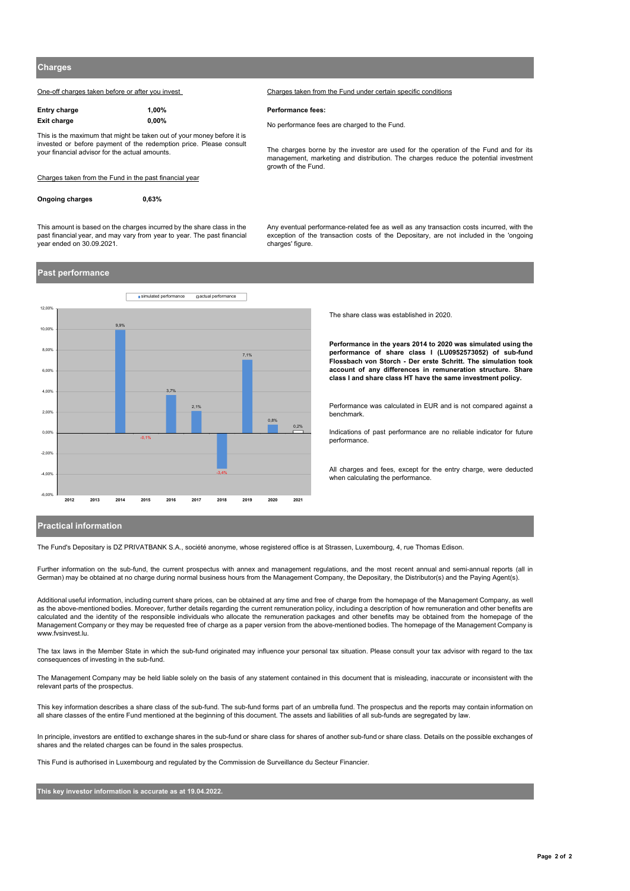## Charges

One-off charges taken before or after you invest

| | |
|---|---|
| **Entry charge** | **1,00%** |
| **Exit charge** | **0,00%** |

This is the maximum that might be taken out of your money before it is invested or before payment of the redemption price. Please consult your financial advisor for the actual amounts.

Charges taken from the Fund in the past financial year

| | |
|---|---|
| **Ongoing charges** | **0,63%** |

This amount is based on the charges incurred by the share class in the past financial year, and may vary from year to year. The past financial year ended on 30.09.2021.

Charges taken from the Fund under certain specific conditions

**Performance fees:**

No performance fees are charged to the Fund.

The charges borne by the investor are used for the operation of the Fund and for its management, marketing and distribution. The charges reduce the potential investment growth of the Fund.

Any eventual performance-related fee as well as any transaction costs incurred, with the exception of the transaction costs of the Depositary, are not included in the 'ongoing charges' figure.

## Past performance

simulated performance
actual performance

12,00%
10,00%
8,00%
6,00%
4,00%
2,00%
0,00%
-2,00%
-4,00%
-6,00%

9,9%
-0,1%
3,7%
2,1%
-3,4%
7,1%
0,8%
0,2%

2012 2013 2014 2015 2016 2017 2018 2019 2020 2021

The share class was established in 2020.

**Performance in the years 2014 to 2020 was simulated using the performance of share class I (LU0952573052) of sub-fund Flossbach von Storch - Der erste Schritt. The simulation took account of any differences in remuneration structure. Share class I and share class HT have the same investment policy.**

Performance was calculated in EUR and is not compared against a benchmark.

Indications of past performance are no reliable indicator for future performance.

All charges and fees, except for the entry charge, were deducted when calculating the performance.

## Practical information

The Fund's Depositary is DZ PRIVATBANK S.A., société anonyme, whose registered office is at Strassen, Luxembourg, 4, rue Thomas Edison.

Further information on the sub-fund, the current prospectus with annex and management regulations, and the most recent annual and semi-annual reports (all in German) may be obtained at no charge during normal business hours from the Management Company, the Depositary, the Distributor(s) and the Paying Agent(s).

Additional useful information, including current share prices, can be obtained at any time and free of charge from the homepage of the Management Company, as well as the above-mentioned bodies. Moreover, further details regarding the current remuneration policy, including a description of how remuneration and other benefits are calculated and the identity of the responsible individuals who allocate the remuneration packages and other benefits may be obtained from the homepage of the Management Company or they may be requested free of charge as a paper version from the above-mentioned bodies. The homepage of the Management Company is www.fvsinvest.lu.

The tax laws in the Member State in which the sub-fund originated may influence your personal tax situation. Please consult your tax advisor with regard to the tax consequences of investing in the sub-fund.

The Management Company may be held liable solely on the basis of any statement contained in this document that is misleading, inaccurate or inconsistent with the relevant parts of the prospectus.

This key information describes a share class of the sub-fund. The sub-fund forms part of an umbrella fund. The prospectus and the reports may contain information on all share classes of the entire Fund mentioned at the beginning of this document. The assets and liabilities of all sub-funds are segregated by law.

In principle, investors are entitled to exchange shares in the sub-fund or share class for shares of another sub-fund or share class. Details on the possible exchanges of shares and the related charges can be found in the sales prospectus.

This Fund is authorised in Luxembourg and regulated by the Commission de Surveillance du Secteur Financier.

**This key investor information is accurate as at 19.04.2022.**